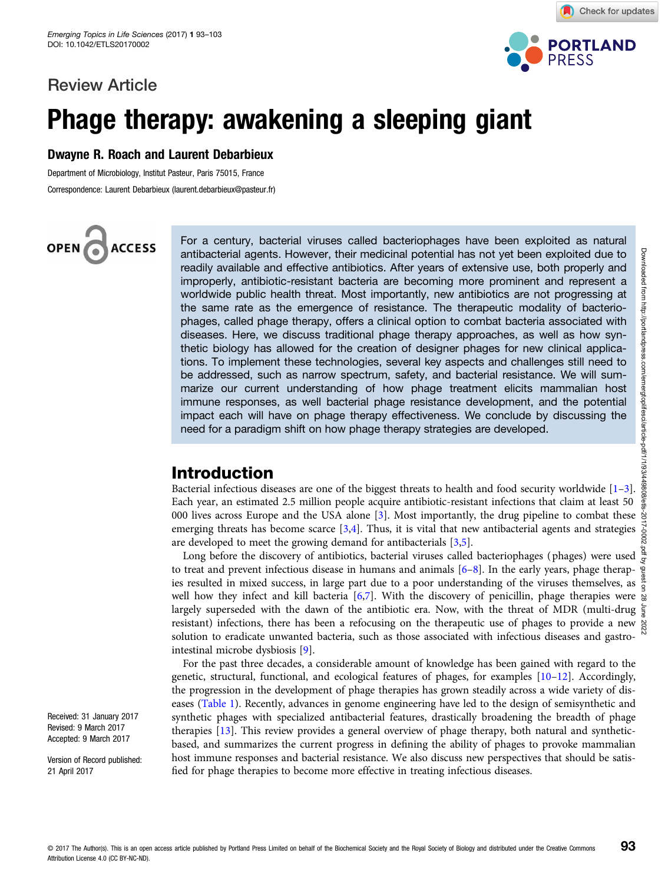Review Article

# Phage therapy: awakening a sleeping giant

**Dwayne R. Roach and Laurent Debarbieux**

Department of Microbiology, Institut Pasteur, Paris 75015, France

Correspondence: Laurent Debarbieux (laurent.debarbieux@pasteur.fr)

OPEN ACCESS

For a century, bacterial viruses called bacteriophages have been exploited as natural antibacterial agents. However, their medicinal potential has not yet been exploited due to readily available and effective antibiotics. After years of extensive use, both properly and improperly, antibiotic-resistant bacteria are becoming more prominent and represent a worldwide public health threat. Most importantly, new antibiotics are not progressing at the same rate as the emergence of resistance. The therapeutic modality of bacteriophages, called phage therapy, offers a clinical option to combat bacteria associated with diseases. Here, we discuss traditional phage therapy approaches, as well as how synthetic biology has allowed for the creation of designer phages for new clinical applications. To implement these technologies, several key aspects and challenges still need to be addressed, such as narrow spectrum, safety, and bacterial resistance. We will summarize our current understanding of how phage treatment elicits mammalian host immune responses, as well bacterial phage resistance development, and the potential impact each will have on phage therapy effectiveness. We conclude by discussing the need for a paradigm shift on how phage therapy strategies are developed.

## Introduction

Bacterial infectious diseases are one of the biggest threats to health and food security worldwide [1–3]. Each year, an estimated 2.5 million people acquire antibiotic-resistant infections that claim at least 50 000 lives across Europe and the USA alone [3]. Most importantly, the drug pipeline to combat these emerging threats has become scarce [3,4]. Thus, it is vital that new antibacterial agents and strategies are developed to meet the growing demand for antibacterials [3,5].

Long before the discovery of antibiotics, bacterial viruses called bacteriophages (phages) were used to treat and prevent infectious disease in humans and animals [6–8]. In the early years, phage therapies resulted in mixed success, in large part due to a poor understanding of the viruses themselves, as well how they infect and kill bacteria [6,7]. With the discovery of penicillin, phage therapies were largely superseded with the dawn of the antibiotic era. Now, with the threat of MDR (multi-drug resistant) infections, there has been a refocusing on the therapeutic use of phages to provide a new solution to eradicate unwanted bacteria, such as those associated with infectious diseases and gastrointestinal microbe dysbiosis [9].

For the past three decades, a considerable amount of knowledge has been gained with regard to the genetic, structural, functional, and ecological features of phages, for examples [10–12]. Accordingly, the progression in the development of phage therapies has grown steadily across a wide variety of diseases (Table 1). Recently, advances in genome engineering have led to the design of semisynthetic and synthetic phages with specialized antibacterial features, drastically broadening the breadth of phage therapies [13]. This review provides a general overview of phage therapy, both natural and synthetic-based, and summarizes the current progress in defining the ability of phages to provoke mammalian host immune responses and bacterial resistance. We also discuss new perspectives that should be satisfied for phage therapies to become more effective in treating infectious diseases.

Received: 31 January 2017
Revised: 9 March 2017
Accepted: 9 March 2017

Version of Record published: 21 April 2017

© 2017 The Author(s). This is an open access article published by Portland Press Limited on behalf of the Biochemical Society and the Royal Society of Biology and distributed under the Creative Commons Attribution License 4.0 (CC BY-NC-ND).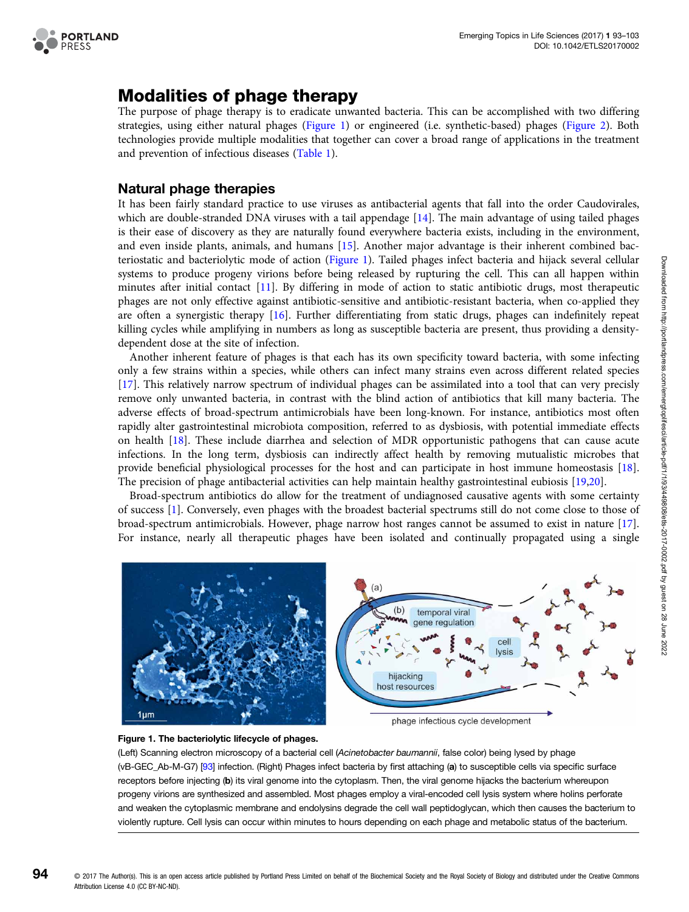## Modalities of phage therapy

The purpose of phage therapy is to eradicate unwanted bacteria. This can be accomplished with two differing strategies, using either natural phages (Figure 1) or engineered (i.e. synthetic-based) phages (Figure 2). Both technologies provide multiple modalities that together can cover a broad range of applications in the treatment and prevention of infectious diseases (Table 1).

### Natural phage therapies

It has been fairly standard practice to use viruses as antibacterial agents that fall into the order Caudovirales, which are double-stranded DNA viruses with a tail appendage [14]. The main advantage of using tailed phages is their ease of discovery as they are naturally found everywhere bacteria exists, including in the environment, and even inside plants, animals, and humans [15]. Another major advantage is their inherent combined bacteriostatic and bacteriolytic mode of action (Figure 1). Tailed phages infect bacteria and hijack several cellular systems to produce progeny virions before being released by rupturing the cell. This can all happen within minutes after initial contact [11]. By differing in mode of action to static antibiotic drugs, most therapeutic phages are not only effective against antibiotic-sensitive and antibiotic-resistant bacteria, when co-applied they are often a synergistic therapy [16]. Further differentiating from static drugs, phages can indefinitely repeat killing cycles while amplifying in numbers as long as susceptible bacteria are present, thus providing a density-dependent dose at the site of infection.

Another inherent feature of phages is that each has its own specificity toward bacteria, with some infecting only a few strains within a species, while others can infect many strains even across different related species [17]. This relatively narrow spectrum of individual phages can be assimilated into a tool that can very precisely remove only unwanted bacteria, in contrast with the blind action of antibiotics that kill many bacteria. The adverse effects of broad-spectrum antimicrobials have been long-known. For instance, antibiotics most often rapidly alter gastrointestinal microbiota composition, referred to as dysbiosis, with potential immediate effects on health [18]. These include diarrhea and selection of MDR opportunistic pathogens that can cause acute infections. In the long term, dysbiosis can indirectly affect health by removing mutualistic microbes that provide beneficial physiological processes for the host and can participate in host immune homeostasis [18]. The precision of phage antibacterial activities can help maintain healthy gastrointestinal eubiosis [19,20].

Broad-spectrum antibiotics do allow for the treatment of undiagnosed causative agents with some certainty of success [1]. Conversely, even phages with the broadest bacterial spectrums still do not come close to those of broad-spectrum antimicrobials. However, phage narrow host ranges cannot be assumed to exist in nature [17]. For instance, nearly all therapeutic phages have been isolated and continually propagated using a single

**Figure 1. The bacteriolytic lifecycle of phages.**

(Left) Scanning electron microscopy of a bacterial cell (*Acinetobacter baumannii*, false color) being lysed by phage (vB-GEC_Ab-M-G7) [93] infection. (Right) Phages infect bacteria by first attaching (**a**) to susceptible cells via specific surface receptors before injecting (**b**) its viral genome into the cytoplasm. Then, the viral genome hijacks the bacterium whereupon progeny virions are synthesized and assembled. Most phages employ a viral-encoded cell lysis system where holins perforate and weaken the cytoplasmic membrane and endolysins degrade the cell wall peptidoglycan, which then causes the bacterium to violently rupture. Cell lysis can occur within minutes to hours depending on each phage and metabolic status of the bacterium.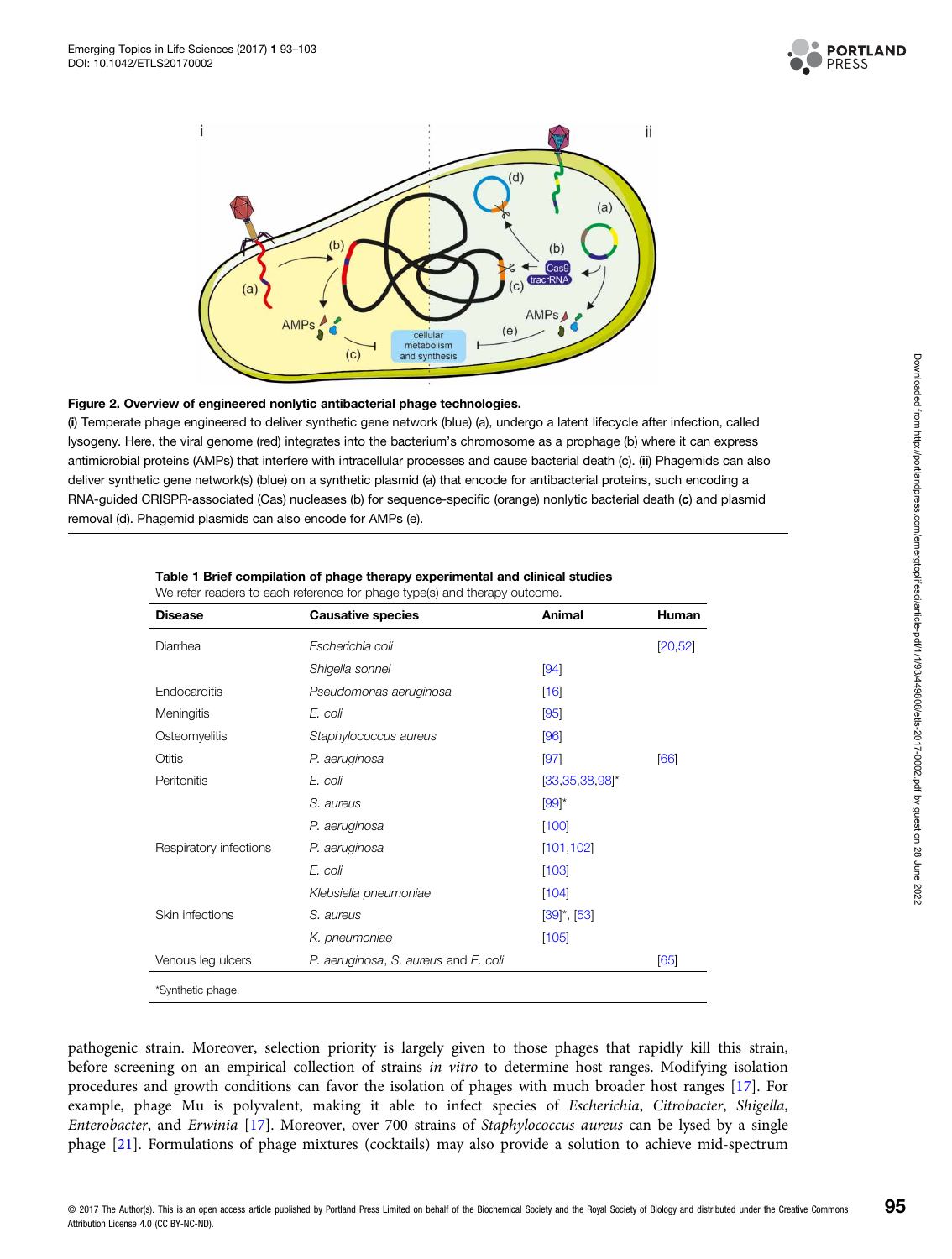**Figure 2. Overview of engineered nonlytic antibacterial phage technologies.**
(**i**) Temperate phage engineered to deliver synthetic gene network (blue) (a), undergo a latent lifecycle after infection, called lysogeny. Here, the viral genome (red) integrates into the bacterium's chromosome as a prophage (b) where it can express antimicrobial proteins (AMPs) that interfere with intracellular processes and cause bacterial death (c). (**ii**) Phagemids can also deliver synthetic gene network(s) (blue) on a synthetic plasmid (a) that encode for antibacterial proteins, such encoding a RNA-guided CRISPR-associated (Cas) nucleases (b) for sequence-specific (orange) nonlytic bacterial death (**c**) and plasmid removal (d). Phagemid plasmids can also encode for AMPs (e).

**Table 1 Brief compilation of phage therapy experimental and clinical studies**
We refer readers to each reference for phage type(s) and therapy outcome.

| Disease | Causative species | Animal | Human |
|---|---|---|---|
| Diarrhea | *Escherichia coli* | | [20,52] |
| | *Shigella sonnei* | [94] | |
| Endocarditis | *Pseudomonas aeruginosa* | [16] | |
| Meningitis | *E. coli* | [95] | |
| Osteomyelitis | *Staphylococcus aureus* | [96] | |
| Otitis | *P. aeruginosa* | [97] | [66] |
| Peritonitis | *E. coli* | [33,35,38,98]* | |
| | *S. aureus* | [99]* | |
| | *P. aeruginosa* | [100] | |
| Respiratory infections | *P. aeruginosa* | [101,102] | |
| | *E. coli* | [103] | |
| | *Klebsiella pneumoniae* | [104] | |
| Skin infections | *S. aureus* | [39]*, [53] | |
| | *K. pneumoniae* | [105] | |
| Venous leg ulcers | *P. aeruginosa*, *S. aureus* and *E. coli* | | [65] |

*Synthetic phage.

pathogenic strain. Moreover, selection priority is largely given to those phages that rapidly kill this strain, before screening on an empirical collection of strains *in vitro* to determine host ranges. Modifying isolation procedures and growth conditions can favor the isolation of phages with much broader host ranges [17]. For example, phage Mu is polyvalent, making it able to infect species of *Escherichia*, *Citrobacter*, *Shigella*, *Enterobacter*, and *Erwinia* [17]. Moreover, over 700 strains of *Staphylococcus aureus* can be lysed by a single phage [21]. Formulations of phage mixtures (cocktails) may also provide a solution to achieve mid-spectrum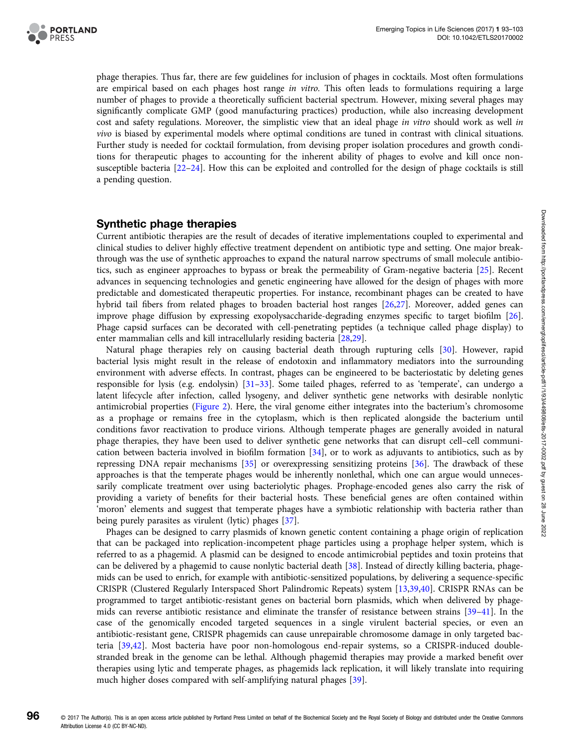phage therapies. Thus far, there are few guidelines for inclusion of phages in cocktails. Most often formulations are empirical based on each phages host range *in vitro*. This often leads to formulations requiring a large number of phages to provide a theoretically sufficient bacterial spectrum. However, mixing several phages may significantly complicate GMP (good manufacturing practices) production, while also increasing development cost and safety regulations. Moreover, the simplistic view that an ideal phage *in vitro* should work as well *in vivo* is biased by experimental models where optimal conditions are tuned in contrast with clinical situations. Further study is needed for cocktail formulation, from devising proper isolation procedures and growth conditions for therapeutic phages to accounting for the inherent ability of phages to evolve and kill once non-susceptible bacteria [22–24]. How this can be exploited and controlled for the design of phage cocktails is still a pending question.

## Synthetic phage therapies

Current antibiotic therapies are the result of decades of iterative implementations coupled to experimental and clinical studies to deliver highly effective treatment dependent on antibiotic type and setting. One major breakthrough was the use of synthetic approaches to expand the natural narrow spectrums of small molecule antibiotics, such as engineer approaches to bypass or break the permeability of Gram-negative bacteria [25]. Recent advances in sequencing technologies and genetic engineering have allowed for the design of phages with more predictable and domesticated therapeutic properties. For instance, recombinant phages can be created to have hybrid tail fibers from related phages to broaden bacterial host ranges [26,27]. Moreover, added genes can improve phage diffusion by expressing exopolysaccharide-degrading enzymes specific to target biofilm [26]. Phage capsid surfaces can be decorated with cell-penetrating peptides (a technique called phage display) to enter mammalian cells and kill intracellularly residing bacteria [28,29].

Natural phage therapies rely on causing bacterial death through rupturing cells [30]. However, rapid bacterial lysis might result in the release of endotoxin and inflammatory mediators into the surrounding environment with adverse effects. In contrast, phages can be engineered to be bacteriostatic by deleting genes responsible for lysis (e.g. endolysin) [31–33]. Some tailed phages, referred to as 'temperate', can undergo a latent lifecycle after infection, called lysogeny, and deliver synthetic gene networks with desirable nonlytic antimicrobial properties (Figure 2). Here, the viral genome either integrates into the bacterium's chromosome as a prophage or remains free in the cytoplasm, which is then replicated alongside the bacterium until conditions favor reactivation to produce virions. Although temperate phages are generally avoided in natural phage therapies, they have been used to deliver synthetic gene networks that can disrupt cell–cell communication between bacteria involved in biofilm formation [34], or to work as adjuvants to antibiotics, such as by repressing DNA repair mechanisms [35] or overexpressing sensitizing proteins [36]. The drawback of these approaches is that the temperate phages would be inherently nonlethal, which one can argue would unnecessarily complicate treatment over using bacteriolytic phages. Prophage-encoded genes also carry the risk of providing a variety of benefits for their bacterial hosts. These beneficial genes are often contained within 'moron' elements and suggest that temperate phages have a symbiotic relationship with bacteria rather than being purely parasites as virulent (lytic) phages [37].

Phages can be designed to carry plasmids of known genetic content containing a phage origin of replication that can be packaged into replication-incompetent phage particles using a prophage helper system, which is referred to as a phagemid. A plasmid can be designed to encode antimicrobial peptides and toxin proteins that can be delivered by a phagemid to cause nonlytic bacterial death [38]. Instead of directly killing bacteria, phagemids can be used to enrich, for example with antibiotic-sensitized populations, by delivering a sequence-specific CRISPR (Clustered Regularly Interspaced Short Palindromic Repeats) system [13,39,40]. CRISPR RNAs can be programmed to target antibiotic-resistant genes on bacterial born plasmids, which when delivered by phagemids can reverse antibiotic resistance and eliminate the transfer of resistance between strains [39–41]. In the case of the genomically encoded targeted sequences in a single virulent bacterial species, or even an antibiotic-resistant gene, CRISPR phagemids can cause unrepairable chromosome damage in only targeted bacteria [39,42]. Most bacteria have poor non-homologous end-repair systems, so a CRISPR-induced double-stranded break in the genome can be lethal. Although phagemid therapies may provide a marked benefit over therapies using lytic and temperate phages, as phagemids lack replication, it will likely translate into requiring much higher doses compared with self-amplifying natural phages [39].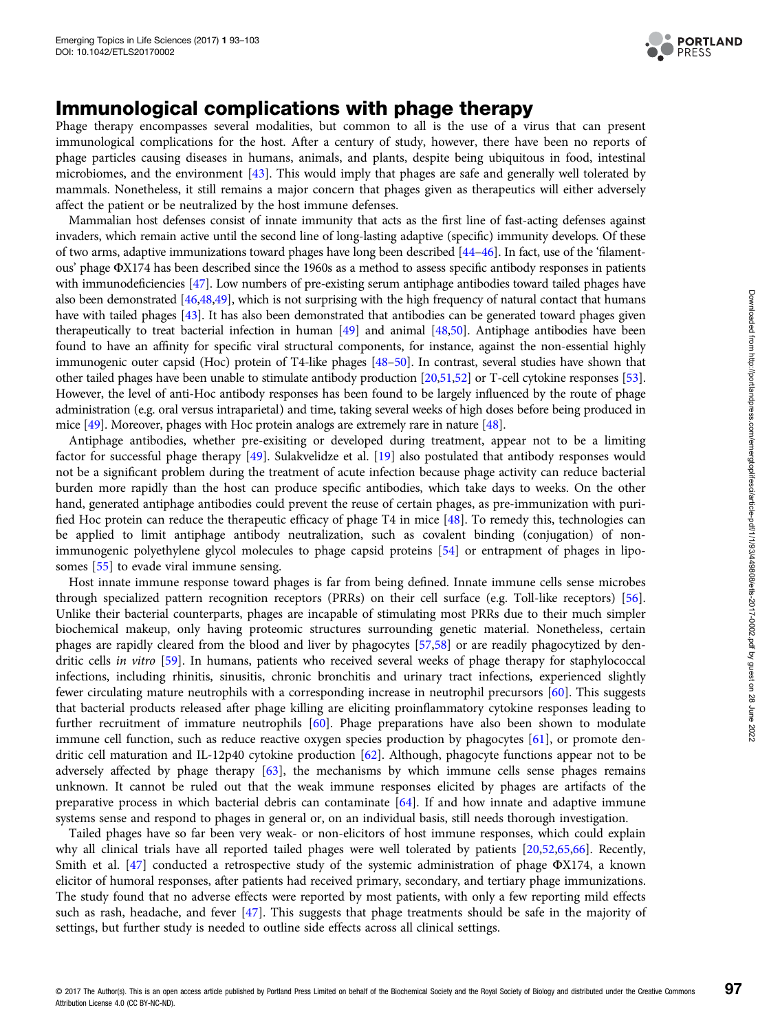## Immunological complications with phage therapy

Phage therapy encompasses several modalities, but common to all is the use of a virus that can present immunological complications for the host. After a century of study, however, there have been no reports of phage particles causing diseases in humans, animals, and plants, despite being ubiquitous in food, intestinal microbiomes, and the environment [43]. This would imply that phages are safe and generally well tolerated by mammals. Nonetheless, it still remains a major concern that phages given as therapeutics will either adversely affect the patient or be neutralized by the host immune defenses.

Mammalian host defenses consist of innate immunity that acts as the first line of fast-acting defenses against invaders, which remain active until the second line of long-lasting adaptive (specific) immunity develops. Of these of two arms, adaptive immunizations toward phages have long been described [44–46]. In fact, use of the 'filamentous' phage ΦX174 has been described since the 1960s as a method to assess specific antibody responses in patients with immunodeficiencies [47]. Low numbers of pre-existing serum antiphage antibodies toward tailed phages have also been demonstrated [46,48,49], which is not surprising with the high frequency of natural contact that humans have with tailed phages [43]. It has also been demonstrated that antibodies can be generated toward phages given therapeutically to treat bacterial infection in human [49] and animal [48,50]. Antiphage antibodies have been found to have an affinity for specific viral structural components, for instance, against the non-essential highly immunogenic outer capsid (Hoc) protein of T4-like phages [48–50]. In contrast, several studies have shown that other tailed phages have been unable to stimulate antibody production [20,51,52] or T-cell cytokine responses [53]. However, the level of anti-Hoc antibody responses has been found to be largely influenced by the route of phage administration (e.g. oral versus intraparietal) and time, taking several weeks of high doses before being produced in mice [49]. Moreover, phages with Hoc protein analogs are extremely rare in nature [48].

Antiphage antibodies, whether pre-exisiting or developed during treatment, appear not to be a limiting factor for successful phage therapy [49]. Sulakvelidze et al. [19] also postulated that antibody responses would not be a significant problem during the treatment of acute infection because phage activity can reduce bacterial burden more rapidly than the host can produce specific antibodies, which take days to weeks. On the other hand, generated antiphage antibodies could prevent the reuse of certain phages, as pre-immunization with purified Hoc protein can reduce the therapeutic efficacy of phage T4 in mice [48]. To remedy this, technologies can be applied to limit antiphage antibody neutralization, such as covalent binding (conjugation) of non-immunogenic polyethylene glycol molecules to phage capsid proteins [54] or entrapment of phages in liposomes [55] to evade viral immune sensing.

Host innate immune response toward phages is far from being defined. Innate immune cells sense microbes through specialized pattern recognition receptors (PRRs) on their cell surface (e.g. Toll-like receptors) [56]. Unlike their bacterial counterparts, phages are incapable of stimulating most PRRs due to their much simpler biochemical makeup, only having proteomic structures surrounding genetic material. Nonetheless, certain phages are rapidly cleared from the blood and liver by phagocytes [57,58] or are readily phagocytized by dendritic cells *in vitro* [59]. In humans, patients who received several weeks of phage therapy for staphylococcal infections, including rhinitis, sinusitis, chronic bronchitis and urinary tract infections, experienced slightly fewer circulating mature neutrophils with a corresponding increase in neutrophil precursors [60]. This suggests that bacterial products released after phage killing are eliciting proinflammatory cytokine responses leading to further recruitment of immature neutrophils [60]. Phage preparations have also been shown to modulate immune cell function, such as reduce reactive oxygen species production by phagocytes [61], or promote dendritic cell maturation and IL-12p40 cytokine production [62]. Although, phagocyte functions appear not to be adversely affected by phage therapy [63], the mechanisms by which immune cells sense phages remains unknown. It cannot be ruled out that the weak immune responses elicited by phages are artifacts of the preparative process in which bacterial debris can contaminate [64]. If and how innate and adaptive immune systems sense and respond to phages in general or, on an individual basis, still needs thorough investigation.

Tailed phages have so far been very weak- or non-elicitors of host immune responses, which could explain why all clinical trials have all reported tailed phages were well tolerated by patients [20,52,65,66]. Recently, Smith et al. [47] conducted a retrospective study of the systemic administration of phage ΦX174, a known elicitor of humoral responses, after patients had received primary, secondary, and tertiary phage immunizations. The study found that no adverse effects were reported by most patients, with only a few reporting mild effects such as rash, headache, and fever [47]. This suggests that phage treatments should be safe in the majority of settings, but further study is needed to outline side effects across all clinical settings.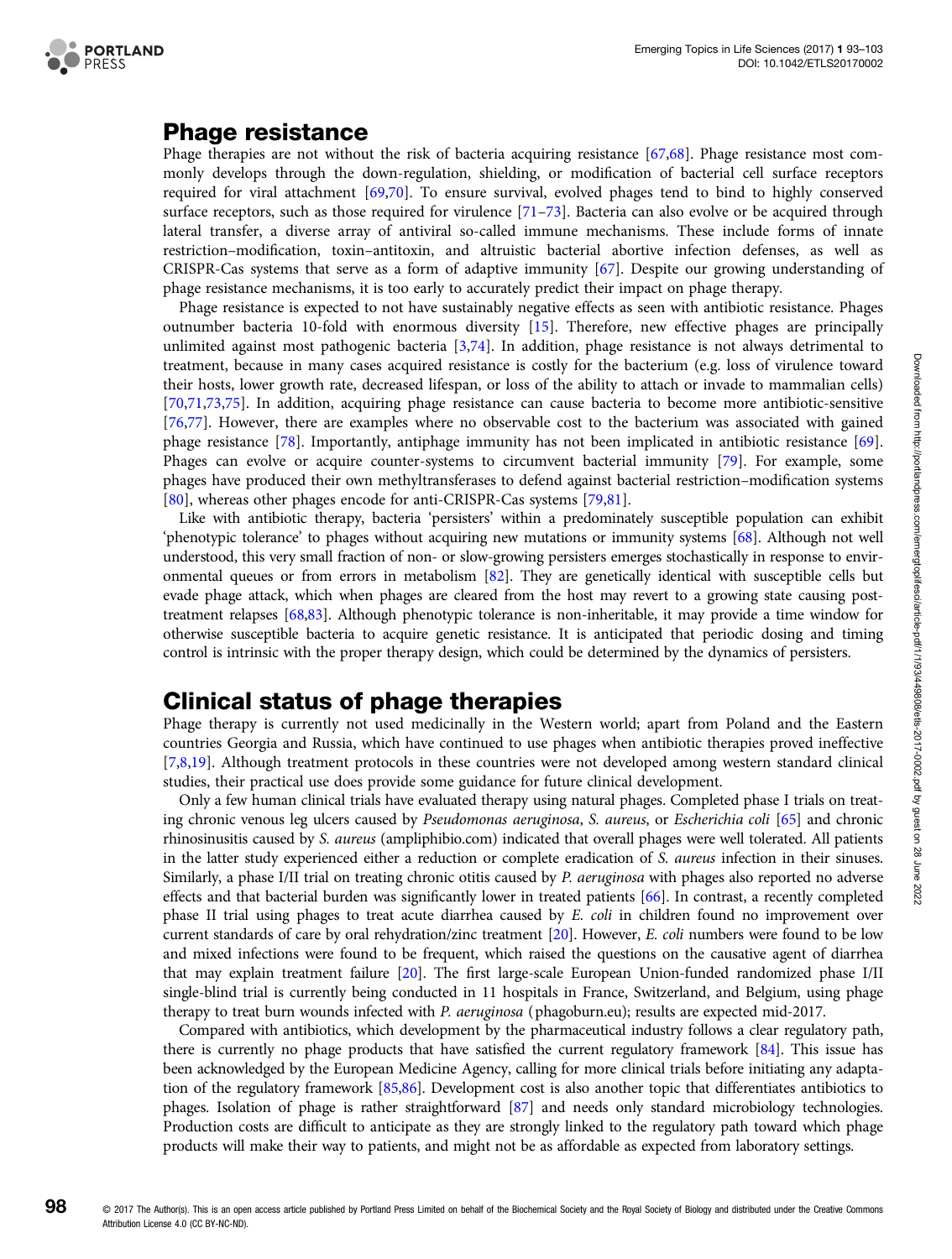## Phage resistance

Phage therapies are not without the risk of bacteria acquiring resistance [67,68]. Phage resistance most commonly develops through the down-regulation, shielding, or modification of bacterial cell surface receptors required for viral attachment [69,70]. To ensure survival, evolved phages tend to bind to highly conserved surface receptors, such as those required for virulence [71–73]. Bacteria can also evolve or be acquired through lateral transfer, a diverse array of antiviral so-called immune mechanisms. These include forms of innate restriction–modification, toxin–antitoxin, and altruistic bacterial abortive infection defenses, as well as CRISPR-Cas systems that serve as a form of adaptive immunity [67]. Despite our growing understanding of phage resistance mechanisms, it is too early to accurately predict their impact on phage therapy.

Phage resistance is expected to not have sustainably negative effects as seen with antibiotic resistance. Phages outnumber bacteria 10-fold with enormous diversity [15]. Therefore, new effective phages are principally unlimited against most pathogenic bacteria [3,74]. In addition, phage resistance is not always detrimental to treatment, because in many cases acquired resistance is costly for the bacterium (e.g. loss of virulence toward their hosts, lower growth rate, decreased lifespan, or loss of the ability to attach or invade to mammalian cells) [70,71,73,75]. In addition, acquiring phage resistance can cause bacteria to become more antibiotic-sensitive [76,77]. However, there are examples where no observable cost to the bacterium was associated with gained phage resistance [78]. Importantly, antiphage immunity has not been implicated in antibiotic resistance [69]. Phages can evolve or acquire counter-systems to circumvent bacterial immunity [79]. For example, some phages have produced their own methyltransferases to defend against bacterial restriction–modification systems [80], whereas other phages encode for anti-CRISPR-Cas systems [79,81].

Like with antibiotic therapy, bacteria 'persisters' within a predominately susceptible population can exhibit 'phenotypic tolerance' to phages without acquiring new mutations or immunity systems [68]. Although not well understood, this very small fraction of non- or slow-growing persisters emerges stochastically in response to environmental queues or from errors in metabolism [82]. They are genetically identical with susceptible cells but evade phage attack, which when phages are cleared from the host may revert to a growing state causing post-treatment relapses [68,83]. Although phenotypic tolerance is non-inheritable, it may provide a time window for otherwise susceptible bacteria to acquire genetic resistance. It is anticipated that periodic dosing and timing control is intrinsic with the proper therapy design, which could be determined by the dynamics of persisters.

## Clinical status of phage therapies

Phage therapy is currently not used medicinally in the Western world; apart from Poland and the Eastern countries Georgia and Russia, which have continued to use phages when antibiotic therapies proved ineffective [7,8,19]. Although treatment protocols in these countries were not developed among western standard clinical studies, their practical use does provide some guidance for future clinical development.

Only a few human clinical trials have evaluated therapy using natural phages. Completed phase I trials on treating chronic venous leg ulcers caused by *Pseudomonas aeruginosa*, *S. aureus*, or *Escherichia coli* [65] and chronic rhinosinusitis caused by *S. aureus* (ampliphibio.com) indicated that overall phages were well tolerated. All patients in the latter study experienced either a reduction or complete eradication of *S. aureus* infection in their sinuses. Similarly, a phase I/II trial on treating chronic otitis caused by *P. aeruginosa* with phages also reported no adverse effects and that bacterial burden was significantly lower in treated patients [66]. In contrast, a recently completed phase II trial using phages to treat acute diarrhea caused by *E. coli* in children found no improvement over current standards of care by oral rehydration/zinc treatment [20]. However, *E. coli* numbers were found to be low and mixed infections were found to be frequent, which raised the questions on the causative agent of diarrhea that may explain treatment failure [20]. The first large-scale European Union-funded randomized phase I/II single-blind trial is currently being conducted in 11 hospitals in France, Switzerland, and Belgium, using phage therapy to treat burn wounds infected with *P. aeruginosa* (phagoburn.eu); results are expected mid-2017.

Compared with antibiotics, which development by the pharmaceutical industry follows a clear regulatory path, there is currently no phage products that have satisfied the current regulatory framework [84]. This issue has been acknowledged by the European Medicine Agency, calling for more clinical trials before initiating any adaptation of the regulatory framework [85,86]. Development cost is also another topic that differentiates antibiotics to phages. Isolation of phage is rather straightforward [87] and needs only standard microbiology technologies. Production costs are difficult to anticipate as they are strongly linked to the regulatory path toward which phage products will make their way to patients, and might not be as affordable as expected from laboratory settings.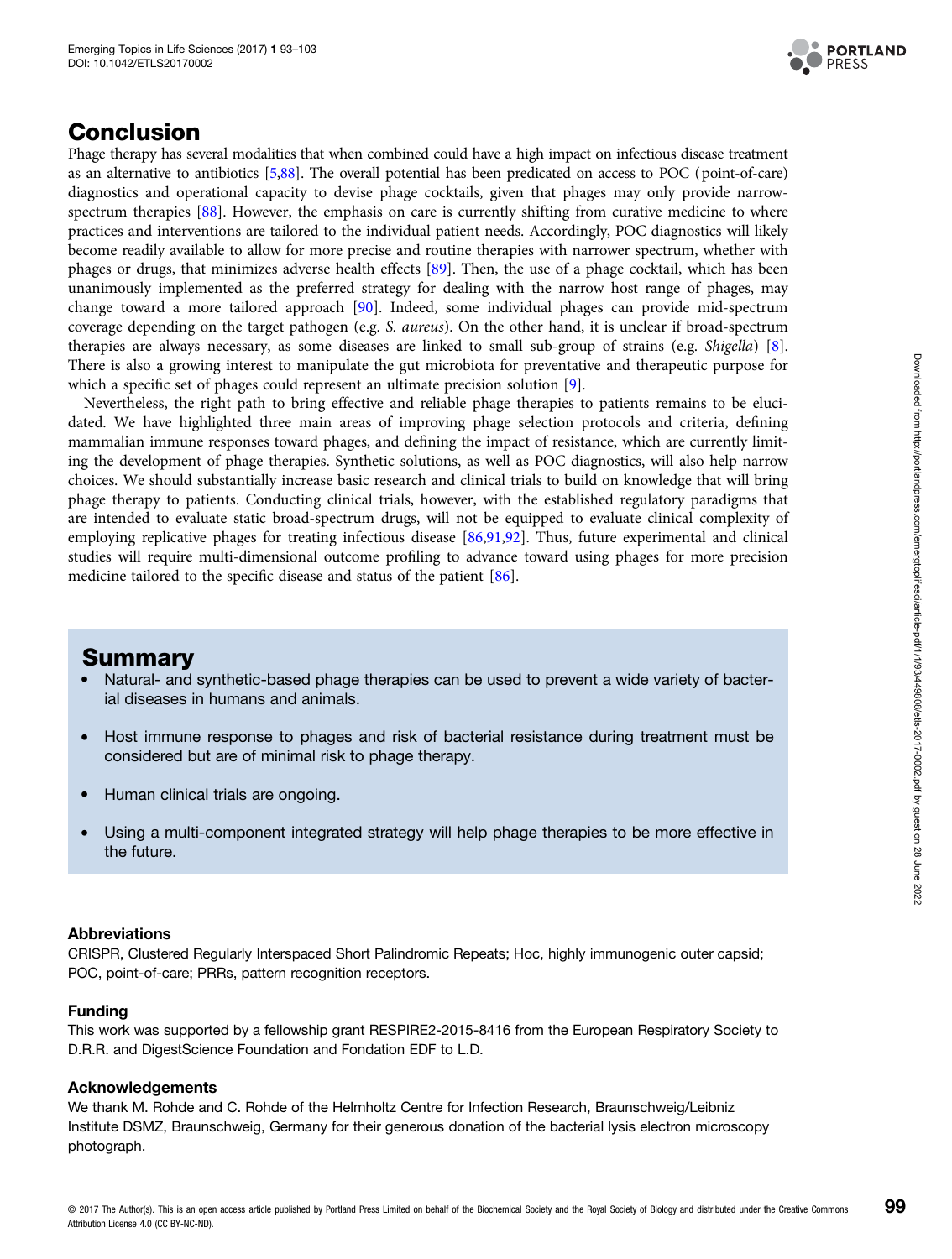## Conclusion

Phage therapy has several modalities that when combined could have a high impact on infectious disease treatment as an alternative to antibiotics [5,88]. The overall potential has been predicated on access to POC (point-of-care) diagnostics and operational capacity to devise phage cocktails, given that phages may only provide narrow-spectrum therapies [88]. However, the emphasis on care is currently shifting from curative medicine to where practices and interventions are tailored to the individual patient needs. Accordingly, POC diagnostics will likely become readily available to allow for more precise and routine therapies with narrower spectrum, whether with phages or drugs, that minimizes adverse health effects [89]. Then, the use of a phage cocktail, which has been unanimously implemented as the preferred strategy for dealing with the narrow host range of phages, may change toward a more tailored approach [90]. Indeed, some individual phages can provide mid-spectrum coverage depending on the target pathogen (e.g. *S. aureus*). On the other hand, it is unclear if broad-spectrum therapies are always necessary, as some diseases are linked to small sub-group of strains (e.g. *Shigella*) [8]. There is also a growing interest to manipulate the gut microbiota for preventative and therapeutic purpose for which a specific set of phages could represent an ultimate precision solution [9].

Nevertheless, the right path to bring effective and reliable phage therapies to patients remains to be elucidated. We have highlighted three main areas of improving phage selection protocols and criteria, defining mammalian immune responses toward phages, and defining the impact of resistance, which are currently limiting the development of phage therapies. Synthetic solutions, as well as POC diagnostics, will also help narrow choices. We should substantially increase basic research and clinical trials to build on knowledge that will bring phage therapy to patients. Conducting clinical trials, however, with the established regulatory paradigms that are intended to evaluate static broad-spectrum drugs, will not be equipped to evaluate clinical complexity of employing replicative phages for treating infectious disease [86,91,92]. Thus, future experimental and clinical studies will require multi-dimensional outcome profiling to advance toward using phages for more precision medicine tailored to the specific disease and status of the patient [86].

## Summary

- Natural- and synthetic-based phage therapies can be used to prevent a wide variety of bacterial diseases in humans and animals.
- Host immune response to phages and risk of bacterial resistance during treatment must be considered but are of minimal risk to phage therapy.
- Human clinical trials are ongoing.
- Using a multi-component integrated strategy will help phage therapies to be more effective in the future.

### Abbreviations

CRISPR, Clustered Regularly Interspaced Short Palindromic Repeats; Hoc, highly immunogenic outer capsid; POC, point-of-care; PRRs, pattern recognition receptors.

### Funding

This work was supported by a fellowship grant RESPIRE2-2015-8416 from the European Respiratory Society to D.R.R. and DigestScience Foundation and Fondation EDF to L.D.

### Acknowledgements

We thank M. Rohde and C. Rohde of the Helmholtz Centre for Infection Research, Braunschweig/Leibniz Institute DSMZ, Braunschweig, Germany for their generous donation of the bacterial lysis electron microscopy photograph.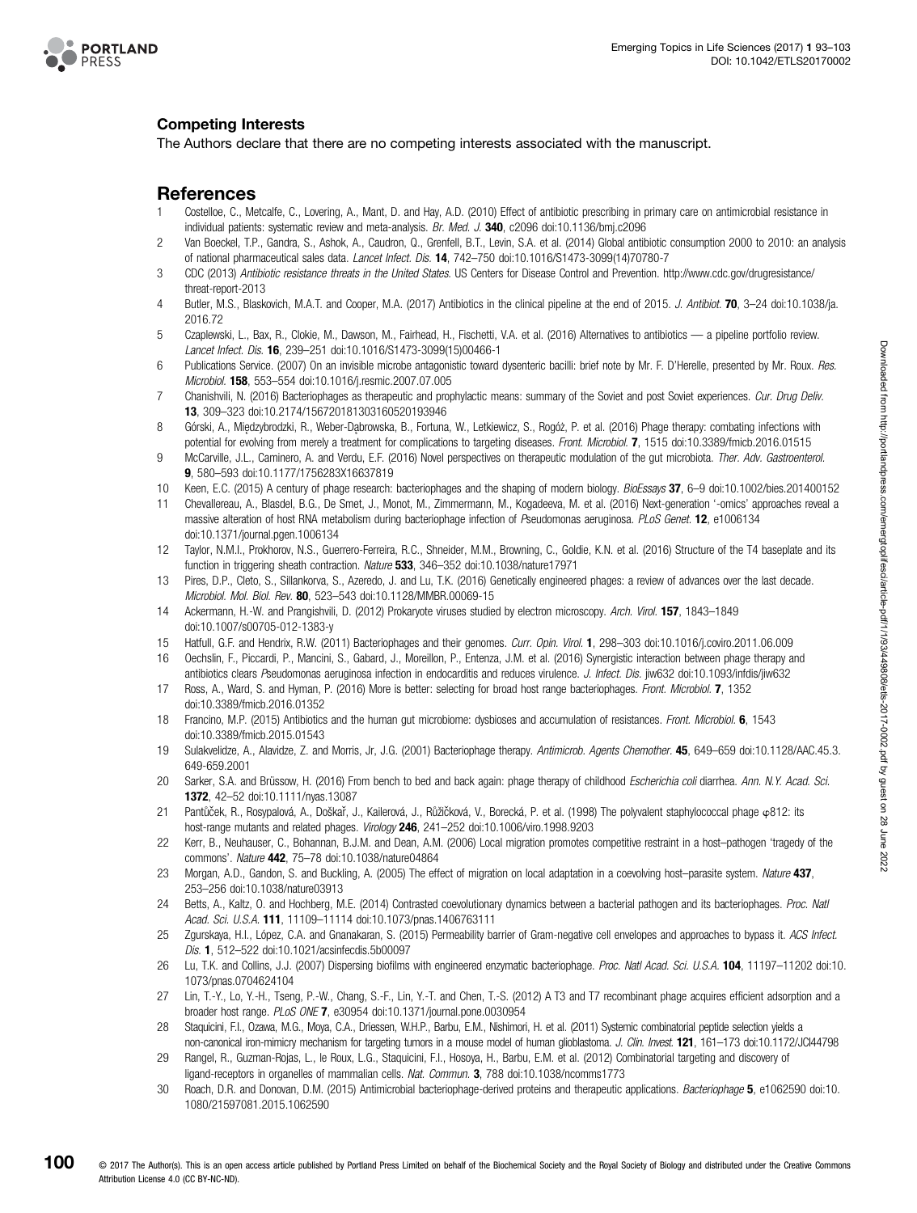### Competing Interests

The Authors declare that there are no competing interests associated with the manuscript.

## References

1. Costelloe, C., Metcalfe, C., Lovering, A., Mant, D. and Hay, A.D. (2010) Effect of antibiotic prescribing in primary care on antimicrobial resistance in individual patients: systematic review and meta-analysis. *Br. Med. J.* **340**, c2096 doi:10.1136/bmj.c2096
2. Van Boeckel, T.P., Gandra, S., Ashok, A., Caudron, Q., Grenfell, B.T., Levin, S.A. et al. (2014) Global antibiotic consumption 2000 to 2010: an analysis of national pharmaceutical sales data. *Lancet Infect. Dis.* **14**, 742–750 doi:10.1016/S1473-3099(14)70780-7
3. CDC (2013) *Antibiotic resistance threats in the United States*. US Centers for Disease Control and Prevention. http://www.cdc.gov/drugresistance/threat-report-2013
4. Butler, M.S., Blaskovich, M.A.T. and Cooper, M.A. (2017) Antibiotics in the clinical pipeline at the end of 2015. *J. Antibiot.* **70**, 3–24 doi:10.1038/ja.2016.72
5. Czaplewski, L., Bax, R., Clokie, M., Dawson, M., Fairhead, H., Fischetti, V.A. et al. (2016) Alternatives to antibiotics — a pipeline portfolio review. *Lancet Infect. Dis.* **16**, 239–251 doi:10.1016/S1473-3099(15)00466-1
6. Publications Service. (2007) On an invisible microbe antagonistic toward dysenteric bacilli: brief note by Mr. F. D'Herelle, presented by Mr. Roux. *Res. Microbiol.* **158**, 553–554 doi:10.1016/j.resmic.2007.07.005
7. Chanishvili, N. (2016) Bacteriophages as therapeutic and prophylactic means: summary of the Soviet and post Soviet experiences. *Cur. Drug Deliv.* **13**, 309–323 doi:10.2174/156720181303160520193946
8. Górski, A., Międzybrodzki, R., Weber-Dąbrowska, B., Fortuna, W., Letkiewicz, S., Rogóż, P. et al. (2016) Phage therapy: combating infections with potential for evolving from merely a treatment for complications to targeting diseases. *Front. Microbiol.* **7**, 1515 doi:10.3389/fmicb.2016.01515
9. McCarville, J.L., Caminero, A. and Verdu, E.F. (2016) Novel perspectives on therapeutic modulation of the gut microbiota. *Ther. Adv. Gastroenterol.* **9**, 580–593 doi:10.1177/1756283X16637819
10. Keen, E.C. (2015) A century of phage research: bacteriophages and the shaping of modern biology. *BioEssays* **37**, 6–9 doi:10.1002/bies.201400152
11. Chevallereau, A., Blasdel, B.G., De Smet, J., Monot, M., Zimmermann, M., Kogadeeva, M. et al. (2016) Next-generation '-omics' approaches reveal a massive alteration of host RNA metabolism during bacteriophage infection of *Pseudomonas aeruginosa*. *PLoS Genet.* **12**, e1006134 doi:10.1371/journal.pgen.1006134
12. Taylor, N.M.I., Prokhorov, N.S., Guerrero-Ferreira, R.C., Shneider, M.M., Browning, C., Goldie, K.N. et al. (2016) Structure of the T4 baseplate and its function in triggering sheath contraction. *Nature* **533**, 346–352 doi:10.1038/nature17971
13. Pires, D.P., Cleto, S., Sillankorva, S., Azeredo, J. and Lu, T.K. (2016) Genetically engineered phages: a review of advances over the last decade. *Microbiol. Mol. Biol. Rev.* **80**, 523–543 doi:10.1128/MMBR.00069-15
14. Ackermann, H.-W. and Prangishvili, D. (2012) Prokaryote viruses studied by electron microscopy. *Arch. Virol.* **157**, 1843–1849 doi:10.1007/s00705-012-1383-y
15. Hatfull, G.F. and Hendrix, R.W. (2011) Bacteriophages and their genomes. *Curr. Opin. Virol.* **1**, 298–303 doi:10.1016/j.coviro.2011.06.009
16. Oechslin, F., Piccardi, P., Mancini, S., Gabard, J., Moreillon, P., Entenza, J.M. et al. (2016) Synergistic interaction between phage therapy and antibiotics clears *Pseudomonas aeruginosa* infection in endocarditis and reduces virulence. *J. Infect. Dis.* jiw632 doi:10.1093/infdis/jiw632
17. Ross, A., Ward, S. and Hyman, P. (2016) More is better: selecting for broad host range bacteriophages. *Front. Microbiol.* **7**, 1352 doi:10.3389/fmicb.2016.01352
18. Francino, M.P. (2015) Antibiotics and the human gut microbiome: dysbioses and accumulation of resistances. *Front. Microbiol.* **6**, 1543 doi:10.3389/fmicb.2015.01543
19. Sulakvelidze, A., Alavidze, Z. and Morris, Jr, J.G. (2001) Bacteriophage therapy. *Antimicrob. Agents Chemother.* **45**, 649–659 doi:10.1128/AAC.45.3.649-659.2001
20. Sarker, S.A. and Brüssow, H. (2016) From bench to bed and back again: phage therapy of childhood *Escherichia coli* diarrhea. *Ann. N.Y. Acad. Sci.* **1372**, 42–52 doi:10.1111/nyas.13087
21. Pantůček, R., Rosypalová, A., Doškař, J., Kailerová, J., Růžičková, V., Borecká, P. et al. (1998) The polyvalent staphylococcal phage φ812: its host-range mutants and related phages. *Virology* **246**, 241–252 doi:10.1006/viro.1998.9203
22. Kerr, B., Neuhauser, C., Bohannan, B.J.M. and Dean, A.M. (2006) Local migration promotes competitive restraint in a host–pathogen 'tragedy of the commons'. *Nature* **442**, 75–78 doi:10.1038/nature04864
23. Morgan, A.D., Gandon, S. and Buckling, A. (2005) The effect of migration on local adaptation in a coevolving host–parasite system. *Nature* **437**, 253–256 doi:10.1038/nature03913
24. Betts, A., Kaltz, O. and Hochberg, M.E. (2014) Contrasted coevolutionary dynamics between a bacterial pathogen and its bacteriophages. *Proc. Natl Acad. Sci. U.S.A.* **111**, 11109–11114 doi:10.1073/pnas.1406763111
25. Zgurskaya, H.I., López, C.A. and Gnanakaran, S. (2015) Permeability barrier of Gram-negative cell envelopes and approaches to bypass it. *ACS Infect. Dis.* **1**, 512–522 doi:10.1021/acsinfecdis.5b00097
26. Lu, T.K. and Collins, J.J. (2007) Dispersing biofilms with engineered enzymatic bacteriophage. *Proc. Natl Acad. Sci. U.S.A.* **104**, 11197–11202 doi:10.1073/pnas.0704624104
27. Lin, T.-Y., Lo, Y.-H., Tseng, P.-W., Chang, S.-F., Lin, Y.-T. and Chen, T.-S. (2012) A T3 and T7 recombinant phage acquires efficient adsorption and a broader host range. *PLoS ONE* **7**, e30954 doi:10.1371/journal.pone.0030954
28. Staquicini, F.I., Ozawa, M.G., Moya, C.A., Driessen, W.H.P., Barbu, E.M., Nishimori, H. et al. (2011) Systemic combinatorial peptide selection yields a non-canonical iron-mimicry mechanism for targeting tumors in a mouse model of human glioblastoma. *J. Clin. Invest.* **121**, 161–173 doi:10.1172/JCI44798
29. Rangel, R., Guzman-Rojas, L., le Roux, L.G., Staquicini, F.I., Hosoya, H., Barbu, E.M. et al. (2012) Combinatorial targeting and discovery of ligand-receptors in organelles of mammalian cells. *Nat. Commun.* **3**, 788 doi:10.1038/ncomms1773
30. Roach, D.R. and Donovan, D.M. (2015) Antimicrobial bacteriophage-derived proteins and therapeutic applications. *Bacteriophage* **5**, e1062590 doi:10.1080/21597081.2015.1062590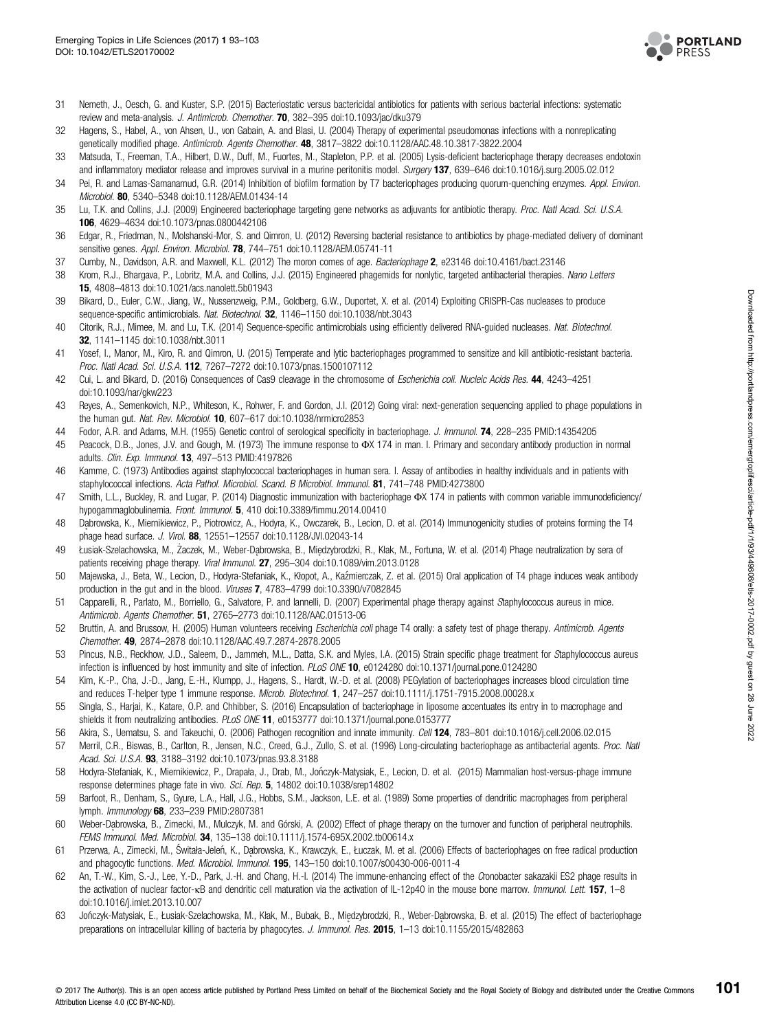31 Nemeth, J., Oesch, G. and Kuster, S.P. (2015) Bacteriostatic versus bactericidal antibiotics for patients with serious bacterial infections: systematic review and meta-analysis. *J. Antimicrob. Chemother.* **70**, 382–395 doi:10.1093/jac/dku379

32 Hagens, S., Habel, A., von Ahsen, U., von Gabain, A. and Blasi, U. (2004) Therapy of experimental pseudomonas infections with a nonreplicating genetically modified phage. *Antimicrob. Agents Chemother.* **48**, 3817–3822 doi:10.1128/AAC.48.10.3817-3822.2004

33 Matsuda, T., Freeman, T.A., Hilbert, D.W., Duff, M., Fuortes, M., Stapleton, P.P. et al. (2005) Lysis-deficient bacteriophage therapy decreases endotoxin and inflammatory mediator release and improves survival in a murine peritonitis model. *Surgery* **137**, 639–646 doi:10.1016/j.surg.2005.02.012

34 Pei, R. and Lamas-Samanamud, G.R. (2014) Inhibition of biofilm formation by T7 bacteriophages producing quorum-quenching enzymes. *Appl. Environ. Microbiol.* **80**, 5340–5348 doi:10.1128/AEM.01434-14

35 Lu, T.K. and Collins, J.J. (2009) Engineered bacteriophage targeting gene networks as adjuvants for antibiotic therapy. *Proc. Natl Acad. Sci. U.S.A.* **106**, 4629–4634 doi:10.1073/pnas.0800442106

36 Edgar, R., Friedman, N., Molshanski-Mor, S. and Qimron, U. (2012) Reversing bacterial resistance to antibiotics by phage-mediated delivery of dominant sensitive genes. *Appl. Environ. Microbiol.* **78**, 744–751 doi:10.1128/AEM.05741-11

37 Cumby, N., Davidson, A.R. and Maxwell, K.L. (2012) The moron comes of age. *Bacteriophage* **2**, e23146 doi:10.4161/bact.23146

38 Krom, R.J., Bhargava, P., Lobritz, M.A. and Collins, J.J. (2015) Engineered phagemids for nonlytic, targeted antibacterial therapies. *Nano Letters* **15**, 4808–4813 doi:10.1021/acs.nanolett.5b01943

39 Bikard, D., Euler, C.W., Jiang, W., Nussenzweig, P.M., Goldberg, G.W., Duportet, X. et al. (2014) Exploiting CRISPR-Cas nucleases to produce sequence-specific antimicrobials. *Nat. Biotechnol.* **32**, 1146–1150 doi:10.1038/nbt.3043

40 Citorik, R.J., Mimee, M. and Lu, T.K. (2014) Sequence-specific antimicrobials using efficiently delivered RNA-guided nucleases. *Nat. Biotechnol.* **32**, 1141–1145 doi:10.1038/nbt.3011

41 Yosef, I., Manor, M., Kiro, R. and Qimron, U. (2015) Temperate and lytic bacteriophages programmed to sensitize and kill antibiotic-resistant bacteria. *Proc. Natl Acad. Sci. U.S.A.* **112**, 7267–7272 doi:10.1073/pnas.1500107112

42 Cui, L. and Bikard, D. (2016) Consequences of Cas9 cleavage in the chromosome of *Escherichia coli*. *Nucleic Acids Res.* **44**, 4243–4251 doi:10.1093/nar/gkw223

43 Reyes, A., Semenkovich, N.P., Whiteson, K., Rohwer, F. and Gordon, J.I. (2012) Going viral: next-generation sequencing applied to phage populations in the human gut. *Nat. Rev. Microbiol.* **10**, 607–617 doi:10.1038/nrmicro2853

44 Fodor, A.R. and Adams, M.H. (1955) Genetic control of serological specificity in bacteriophage. *J. Immunol.* **74**, 228–235 PMID:14354205

45 Peacock, D.B., Jones, J.V. and Gough, M. (1973) The immune response to ΦX 174 in man. I. Primary and secondary antibody production in normal adults. *Clin. Exp. Immunol.* **13**, 497–513 PMID:4197826

46 Kamme, C. (1973) Antibodies against staphylococcal bacteriophages in human sera. I. Assay of antibodies in healthy individuals and in patients with staphylococcal infections. *Acta Pathol. Microbiol. Scand. B Microbiol. Immunol.* **81**, 741–748 PMID:4273800

47 Smith, L.L., Buckley, R. and Lugar, P. (2014) Diagnostic immunization with bacteriophage ΦX 174 in patients with common variable immunodeficiency/hypogammaglobulinemia. *Front. Immunol.* **5**, 410 doi:10.3389/fimmu.2014.00410

48 Dąbrowska, K., Miernikiewicz, P., Piotrowicz, A., Hodyra, K., Owczarek, B., Lecion, D. et al. (2014) Immunogenicity studies of proteins forming the T4 phage head surface. *J. Virol.* **88**, 12551–12557 doi:10.1128/JVI.02043-14

49 Łusiak-Szelachowska, M., Żaczek, M., Weber-Dąbrowska, B., Międzybrodzki, R., Kłak, M., Fortuna, W. et al. (2014) Phage neutralization by sera of patients receiving phage therapy. *Viral Immunol.* **27**, 295–304 doi:10.1089/vim.2013.0128

50 Majewska, J., Beta, W., Lecion, D., Hodyra-Stefaniak, K., Kłopot, A., Kaźmierczak, Z. et al. (2015) Oral application of T4 phage induces weak antibody production in the gut and in the blood. *Viruses* **7**, 4783–4799 doi:10.3390/v7082845

51 Capparelli, R., Parlato, M., Borriello, G., Salvatore, P. and Iannelli, D. (2007) Experimental phage therapy against *Staphylococcus aureus* in mice. *Antimicrob. Agents Chemother.* **51**, 2765–2773 doi:10.1128/AAC.01513-06

52 Bruttin, A. and Brussow, H. (2005) Human volunteers receiving *Escherichia coli* phage T4 orally: a safety test of phage therapy. *Antimicrob. Agents Chemother.* **49**, 2874–2878 doi:10.1128/AAC.49.7.2874-2878.2005

53 Pincus, N.B., Reckhow, J.D., Saleem, D., Jammeh, M.L., Datta, S.K. and Myles, I.A. (2015) Strain specific phage treatment for *Staphylococcus aureus* infection is influenced by host immunity and site of infection. *PLoS ONE* **10**, e0124280 doi:10.1371/journal.pone.0124280

54 Kim, K.-P., Cha, J.-D., Jang, E.-H., Klumpp, J., Hagens, S., Hardt, W.-D. et al. (2008) PEGylation of bacteriophages increases blood circulation time and reduces T-helper type 1 immune response. *Microb. Biotechnol.* **1**, 247–257 doi:10.1111/j.1751-7915.2008.00028.x

55 Singla, S., Harjai, K., Katare, O.P. and Chhibber, S. (2016) Encapsulation of bacteriophage in liposome accentuates its entry in to macrophage and shields it from neutralizing antibodies. *PLoS ONE* **11**, e0153777 doi:10.1371/journal.pone.0153777

56 Akira, S., Uematsu, S. and Takeuchi, O. (2006) Pathogen recognition and innate immunity. *Cell* **124**, 783–801 doi:10.1016/j.cell.2006.02.015

57 Merril, C.R., Biswas, B., Carlton, R., Jensen, N.C., Creed, G.J., Zullo, S. et al. (1996) Long-circulating bacteriophage as antibacterial agents. *Proc. Natl Acad. Sci. U.S.A.* **93**, 3188–3192 doi:10.1073/pnas.93.8.3188

58 Hodyra-Stefaniak, K., Miernikiewicz, P., Drapała, J., Drab, M., Jończyk-Matysiak, E., Lecion, D. et al. (2015) Mammalian host-versus-phage immune response determines phage fate in vivo. *Sci. Rep.* **5**, 14802 doi:10.1038/srep14802

59 Barfoot, R., Denham, S., Gyure, L.A., Hall, J.G., Hobbs, S.M., Jackson, L.E. et al. (1989) Some properties of dendritic macrophages from peripheral lymph. *Immunology* **68**, 233–239 PMID:2807381

60 Weber-Dąbrowska, B., Zimecki, M., Mulczyk, M. and Górski, A. (2002) Effect of phage therapy on the turnover and function of peripheral neutrophils. *FEMS Immunol. Med. Microbiol.* **34**, 135–138 doi:10.1111/j.1574-695X.2002.tb00614.x

61 Przerwa, A., Zimecki, M., Świtała-Jeleń, K., Dąbrowska, K., Krawczyk, E., Łuczak, M. et al. (2006) Effects of bacteriophages on free radical production and phagocytic functions. *Med. Microbiol. Immunol.* **195**, 143–150 doi:10.1007/s00430-006-0011-4

62 An, T.-W., Kim, S.-J., Lee, Y.-D., Park, J.-H. and Chang, H.-I. (2014) The immune-enhancing effect of the *Cronobacter sakazakii* ES2 phage results in the activation of nuclear factor-κB and dendritic cell maturation via the activation of IL-12p40 in the mouse bone marrow. *Immunol. Lett.* **157**, 1–8 doi:10.1016/j.imlet.2013.10.007

63 Jończyk-Matysiak, E., Łusiak-Szelachowska, M., Kłak, M., Bubak, B., Międzybrodzki, R., Weber-Dąbrowska, B. et al. (2015) The effect of bacteriophage preparations on intracellular killing of bacteria by phagocytes. *J. Immunol. Res.* **2015**, 1–13 doi:10.1155/2015/482863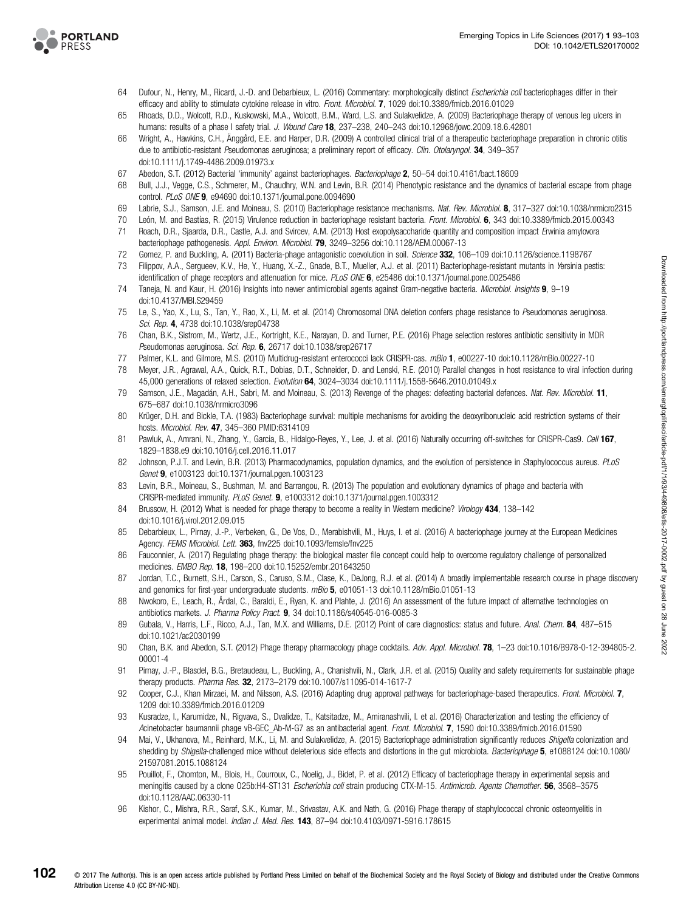64 Dufour, N., Henry, M., Ricard, J.-D. and Debarbieux, L. (2016) Commentary: morphologically distinct *Escherichia coli* bacteriophages differ in their efficacy and ability to stimulate cytokine release in vitro. *Front. Microbiol.* **7**, 1029 doi:10.3389/fmicb.2016.01029

65 Rhoads, D.D., Wolcott, R.D., Kuskowski, M.A., Wolcott, B.M., Ward, L.S. and Sulakvelidze, A. (2009) Bacteriophage therapy of venous leg ulcers in humans: results of a phase I safety trial. *J. Wound Care* **18**, 237–238, 240–243 doi:10.12968/jowc.2009.18.6.42801

66 Wright, A., Hawkins, C.H., Änggård, E.E. and Harper, D.R. (2009) A controlled clinical trial of a therapeutic bacteriophage preparation in chronic otitis due to antibiotic-resistant *Pseudomonas aeruginosa*; a preliminary report of efficacy. *Clin. Otolaryngol.* **34**, 349–357 doi:10.1111/j.1749-4486.2009.01973.x

67 Abedon, S.T. (2012) Bacterial 'immunity' against bacteriophages. *Bacteriophage* **2**, 50–54 doi:10.4161/bact.18609

68 Bull, J.J., Vegge, C.S., Schmerer, M., Chaudhry, W.N. and Levin, B.R. (2014) Phenotypic resistance and the dynamics of bacterial escape from phage control. *PLoS ONE* **9**, e94690 doi:10.1371/journal.pone.0094690

69 Labrie, S.J., Samson, J.E. and Moineau, S. (2010) Bacteriophage resistance mechanisms. *Nat. Rev. Microbiol.* **8**, 317–327 doi:10.1038/nrmicro2315

70 León, M. and Bastías, R. (2015) Virulence reduction in bacteriophage resistant bacteria. *Front. Microbiol.* **6**, 343 doi:10.3389/fmicb.2015.00343

71 Roach, D.R., Sjaarda, D.R., Castle, A.J. and Svircev, A.M. (2013) Host exopolysaccharide quantity and composition impact *Erwinia amylovora* bacteriophage pathogenesis. *Appl. Environ. Microbiol.* **79**, 3249–3256 doi:10.1128/AEM.00067-13

72 Gomez, P. and Buckling, A. (2011) Bacteria-phage antagonistic coevolution in soil. *Science* **332**, 106–109 doi:10.1126/science.1198767

73 Filippov, A.A., Sergueev, K.V., He, Y., Huang, X.-Z., Gnade, B.T., Mueller, A.J. et al. (2011) Bacteriophage-resistant mutants in *Yersinia pestis*: identification of phage receptors and attenuation for mice. *PLoS ONE* **6**, e25486 doi:10.1371/journal.pone.0025486

74 Taneja, N. and Kaur, H. (2016) Insights into newer antimicrobial agents against Gram-negative bacteria. *Microbiol. Insights* **9**, 9–19 doi:10.4137/MBI.S29459

75 Le, S., Yao, X., Lu, S., Tan, Y., Rao, X., Li, M. et al. (2014) Chromosomal DNA deletion confers phage resistance to *Pseudomonas aeruginosa*. *Sci. Rep.* **4**, 4738 doi:10.1038/srep04738

76 Chan, B.K., Sistrom, M., Wertz, J.E., Kortright, K.E., Narayan, D. and Turner, P.E. (2016) Phage selection restores antibiotic sensitivity in MDR *Pseudomonas aeruginosa*. *Sci. Rep.* **6**, 26717 doi:10.1038/srep26717

77 Palmer, K.L. and Gilmore, M.S. (2010) Multidrug-resistant enterococci lack CRISPR-cas. *mBio* **1**, e00227-10 doi:10.1128/mBio.00227-10

78 Meyer, J.R., Agrawal, A.A., Quick, R.T., Dobias, D.T., Schneider, D. and Lenski, R.E. (2010) Parallel changes in host resistance to viral infection during 45,000 generations of relaxed selection. *Evolution* **64**, 3024–3034 doi:10.1111/j.1558-5646.2010.01049.x

79 Samson, J.E., Magadán, A.H., Sabri, M. and Moineau, S. (2013) Revenge of the phages: defeating bacterial defences. *Nat. Rev. Microbiol.* **11**, 675–687 doi:10.1038/nrmicro3096

80 Krüger, D.H. and Bickle, T.A. (1983) Bacteriophage survival: multiple mechanisms for avoiding the deoxyribonucleic acid restriction systems of their hosts. *Microbiol. Rev.* **47**, 345–360 PMID:6314109

81 Pawluk, A., Amrani, N., Zhang, Y., Garcia, B., Hidalgo-Reyes, Y., Lee, J. et al. (2016) Naturally occurring off-switches for CRISPR-Cas9. *Cell* **167**, 1829–1838.e9 doi:10.1016/j.cell.2016.11.017

82 Johnson, P.J.T. and Levin, B.R. (2013) Pharmacodynamics, population dynamics, and the evolution of persistence in *Staphylococcus aureus*. *PLoS Genet* **9**, e1003123 doi:10.1371/journal.pgen.1003123

83 Levin, B.R., Moineau, S., Bushman, M. and Barrangou, R. (2013) The population and evolutionary dynamics of phage and bacteria with CRISPR-mediated immunity. *PLoS Genet.* **9**, e1003312 doi:10.1371/journal.pgen.1003312

84 Brussow, H. (2012) What is needed for phage therapy to become a reality in Western medicine? *Virology* **434**, 138–142 doi:10.1016/j.virol.2012.09.015

85 Debarbieux, L., Pirnay, J.-P., Verbeken, G., De Vos, D., Merabishvili, M., Huys, I. et al. (2016) A bacteriophage journey at the European Medicines Agency. *FEMS Microbiol. Lett.* **363**, fnv225 doi:10.1093/femsle/fnv225

86 Fauconnier, A. (2017) Regulating phage therapy: the biological master file concept could help to overcome regulatory challenge of personalized medicines. *EMBO Rep.* **18**, 198–200 doi:10.15252/embr.201643250

87 Jordan, T.C., Burnett, S.H., Carson, S., Caruso, S.M., Clase, K., DeJong, R.J. et al. (2014) A broadly implementable research course in phage discovery and genomics for first-year undergraduate students. *mBio* **5**, e01051-13 doi:10.1128/mBio.01051-13

88 Nwokoro, E., Leach, R., Årdal, C., Baraldi, E., Ryan, K. and Plahte, J. (2016) An assessment of the future impact of alternative technologies on antibiotics markets. *J. Pharma Policy Pract.* **9**, 34 doi:10.1186/s40545-016-0085-3

89 Gubala, V., Harris, L.F., Ricco, A.J., Tan, M.X. and Williams, D.E. (2012) Point of care diagnostics: status and future. *Anal. Chem.* **84**, 487–515 doi:10.1021/ac2030199

90 Chan, B.K. and Abedon, S.T. (2012) Phage therapy pharmacology phage cocktails. *Adv. Appl. Microbiol.* **78**, 1–23 doi:10.1016/B978-0-12-394805-2.00001-4

91 Pirnay, J.-P., Blasdel, B.G., Bretaudeau, L., Buckling, A., Chanishvili, N., Clark, J.R. et al. (2015) Quality and safety requirements for sustainable phage therapy products. *Pharma Res.* **32**, 2173–2179 doi:10.1007/s11095-014-1617-7

92 Cooper, C.J., Khan Mirzaei, M. and Nilsson, A.S. (2016) Adapting drug approval pathways for bacteriophage-based therapeutics. *Front. Microbiol.* **7**, 1209 doi:10.3389/fmicb.2016.01209

93 Kusradze, I., Karumidze, N., Rigvava, S., Dvalidze, T., Katsitadze, M., Amiranashvili, I. et al. (2016) Characterization and testing the efficiency of *Acinetobacter baumannii* phage vB-GEC_Ab-M-G7 as an antibacterial agent. *Front. Microbiol.* **7**, 1590 doi:10.3389/fmicb.2016.01590

94 Mai, V., Ukhanova, M., Reinhard, M.K., Li, M. and Sulakvelidze, A. (2015) Bacteriophage administration significantly reduces *Shigella* colonization and shedding by *Shigella*-challenged mice without deleterious side effects and distortions in the gut microbiota. *Bacteriophage* **5**, e1088124 doi:10.1080/21597081.2015.1088124

95 Pouillot, F., Chomton, M., Blois, H., Courroux, C., Noelig, J., Bidet, P. et al. (2012) Efficacy of bacteriophage therapy in experimental sepsis and meningitis caused by a clone O25b:H4-ST131 *Escherichia coli* strain producing CTX-M-15. *Antimicrob. Agents Chemother.* **56**, 3568–3575 doi:10.1128/AAC.06330-11

96 Kishor, C., Mishra, R.R., Saraf, S.K., Kumar, M., Srivastav, A.K. and Nath, G. (2016) Phage therapy of staphylococcal chronic osteomyelitis in experimental animal model. *Indian J. Med. Res.* **143**, 87–94 doi:10.4103/0971-5916.178615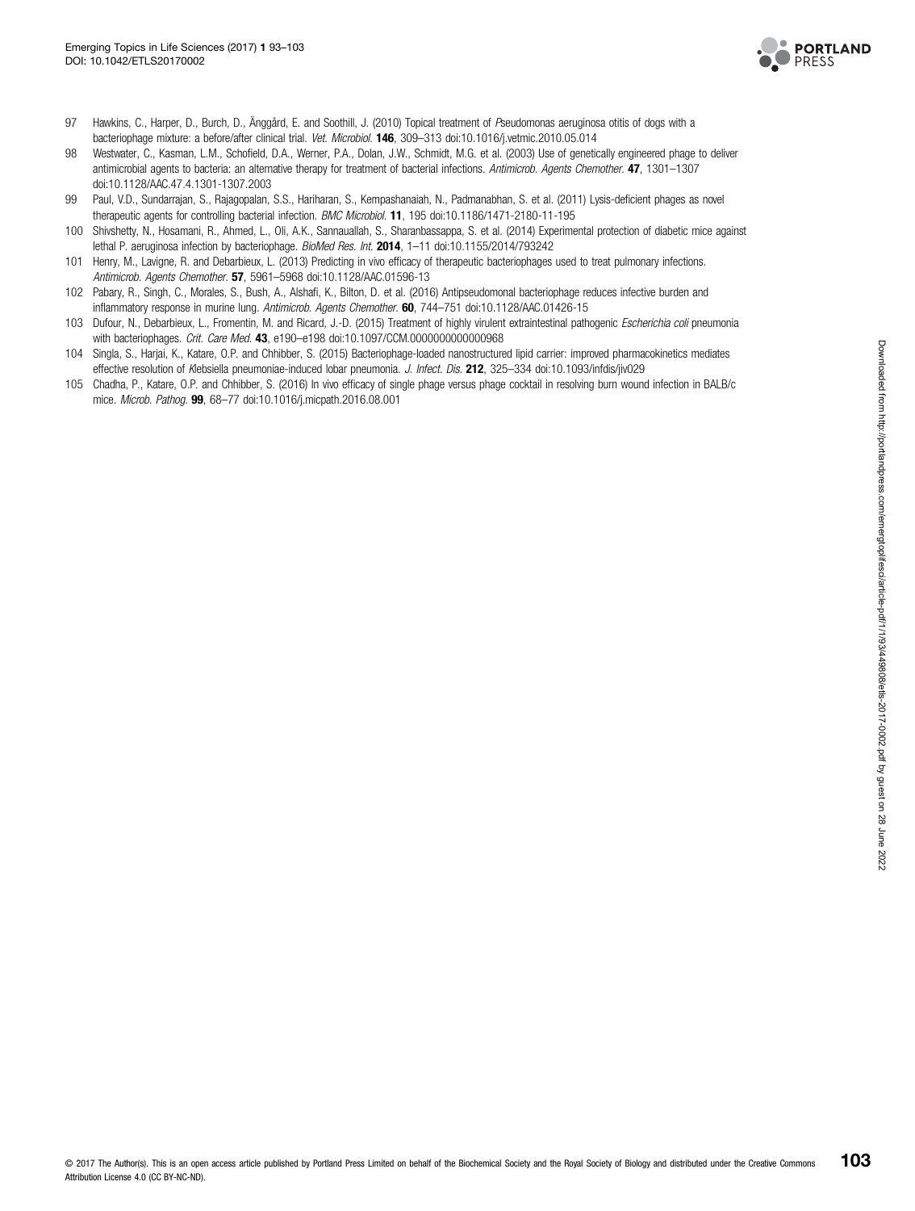97 Hawkins, C., Harper, D., Burch, D., Änggård, E. and Soothill, J. (2010) Topical treatment of *Pseudomonas aeruginosa* otitis of dogs with a bacteriophage mixture: a before/after clinical trial. *Vet. Microbiol.* **146**, 309–313 doi:10.1016/j.vetmic.2010.05.014

98 Westwater, C., Kasman, L.M., Schofield, D.A., Werner, P.A., Dolan, J.W., Schmidt, M.G. et al. (2003) Use of genetically engineered phage to deliver antimicrobial agents to bacteria: an alternative therapy for treatment of bacterial infections. *Antimicrob. Agents Chemother.* **47**, 1301–1307 doi:10.1128/AAC.47.4.1301-1307.2003

99 Paul, V.D., Sundarrajan, S., Rajagopalan, S.S., Hariharan, S., Kempashanaiah, N., Padmanabhan, S. et al. (2011) Lysis-deficient phages as novel therapeutic agents for controlling bacterial infection. *BMC Microbiol.* **11**, 195 doi:10.1186/1471-2180-11-195

100 Shivshetty, N., Hosamani, R., Ahmed, L., Oli, A.K., Sannauallah, S., Sharanbassappa, S. et al. (2014) Experimental protection of diabetic mice against lethal P. aeruginosa infection by bacteriophage. *BioMed Res. Int.* **2014**, 1–11 doi:10.1155/2014/793242

101 Henry, M., Lavigne, R. and Debarbieux, L. (2013) Predicting in vivo efficacy of therapeutic bacteriophages used to treat pulmonary infections. *Antimicrob. Agents Chemother.* **57**, 5961–5968 doi:10.1128/AAC.01596-13

102 Pabary, R., Singh, C., Morales, S., Bush, A., Alshafi, K., Bilton, D. et al. (2016) Antipseudomonal bacteriophage reduces infective burden and inflammatory response in murine lung. *Antimicrob. Agents Chemother.* **60**, 744–751 doi:10.1128/AAC.01426-15

103 Dufour, N., Debarbieux, L., Fromentin, M. and Ricard, J.-D. (2015) Treatment of highly virulent extraintestinal pathogenic *Escherichia coli* pneumonia with bacteriophages. *Crit. Care Med.* **43**, e190–e198 doi:10.1097/CCM.0000000000000968

104 Singla, S., Harjai, K., Katare, O.P. and Chhibber, S. (2015) Bacteriophage-loaded nanostructured lipid carrier: improved pharmacokinetics mediates effective resolution of *Klebsiella pneumoniae*-induced lobar pneumonia. *J. Infect. Dis.* **212**, 325–334 doi:10.1093/infdis/jiv029

105 Chadha, P., Katare, O.P. and Chhibber, S. (2016) In vivo efficacy of single phage versus phage cocktail in resolving burn wound infection in BALB/c mice. *Microb. Pathog.* **99**, 68–77 doi:10.1016/j.micpath.2016.08.001